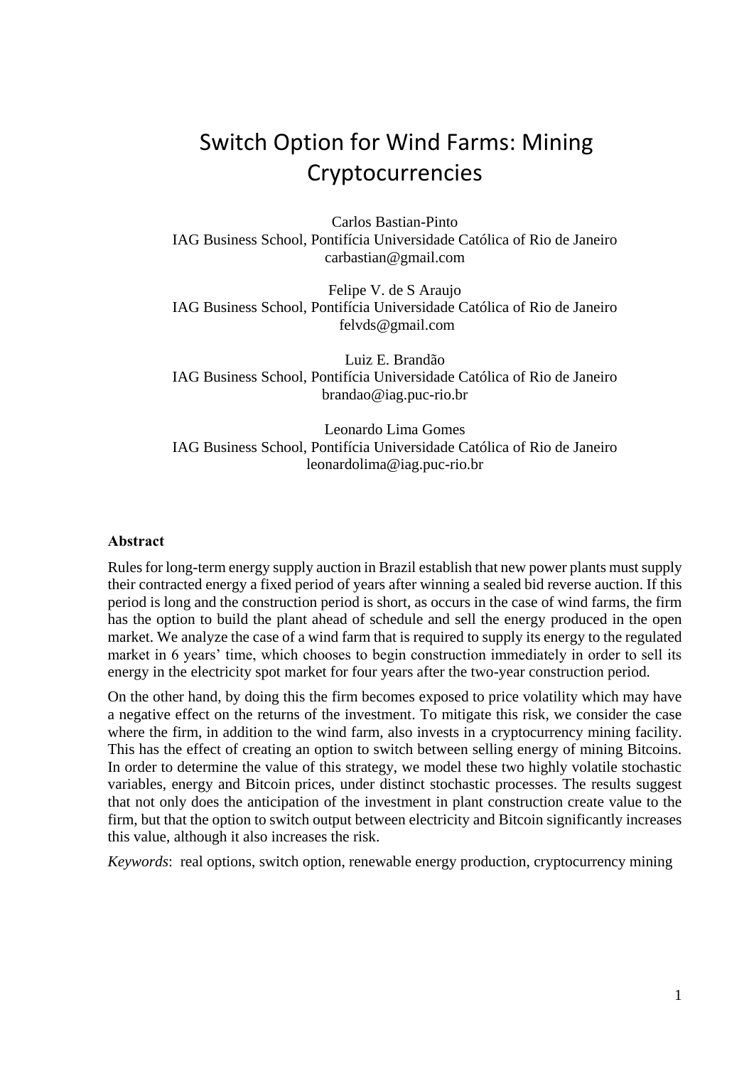# Switch Option for Wind Farms: Mining Cryptocurrencies

Carlos Bastian-Pinto
IAG Business School, Pontifícia Universidade Católica of Rio de Janeiro
carbastian@gmail.com

Felipe V. de S Araujo
IAG Business School, Pontifícia Universidade Católica of Rio de Janeiro
felvds@gmail.com

Luiz E. Brandão
IAG Business School, Pontifícia Universidade Católica of Rio de Janeiro
brandao@iag.puc-rio.br

Leonardo Lima Gomes
IAG Business School, Pontifícia Universidade Católica of Rio de Janeiro
leonardolima@iag.puc-rio.br

**Abstract**

Rules for long-term energy supply auction in Brazil establish that new power plants must supply their contracted energy a fixed period of years after winning a sealed bid reverse auction. If this period is long and the construction period is short, as occurs in the case of wind farms, the firm has the option to build the plant ahead of schedule and sell the energy produced in the open market. We analyze the case of a wind farm that is required to supply its energy to the regulated market in 6 years' time, which chooses to begin construction immediately in order to sell its energy in the electricity spot market for four years after the two-year construction period.

On the other hand, by doing this the firm becomes exposed to price volatility which may have a negative effect on the returns of the investment. To mitigate this risk, we consider the case where the firm, in addition to the wind farm, also invests in a cryptocurrency mining facility. This has the effect of creating an option to switch between selling energy of mining Bitcoins. In order to determine the value of this strategy, we model these two highly volatile stochastic variables, energy and Bitcoin prices, under distinct stochastic processes. The results suggest that not only does the anticipation of the investment in plant construction create value to the firm, but that the option to switch output between electricity and Bitcoin significantly increases this value, although it also increases the risk.

*Keywords*: real options, switch option, renewable energy production, cryptocurrency mining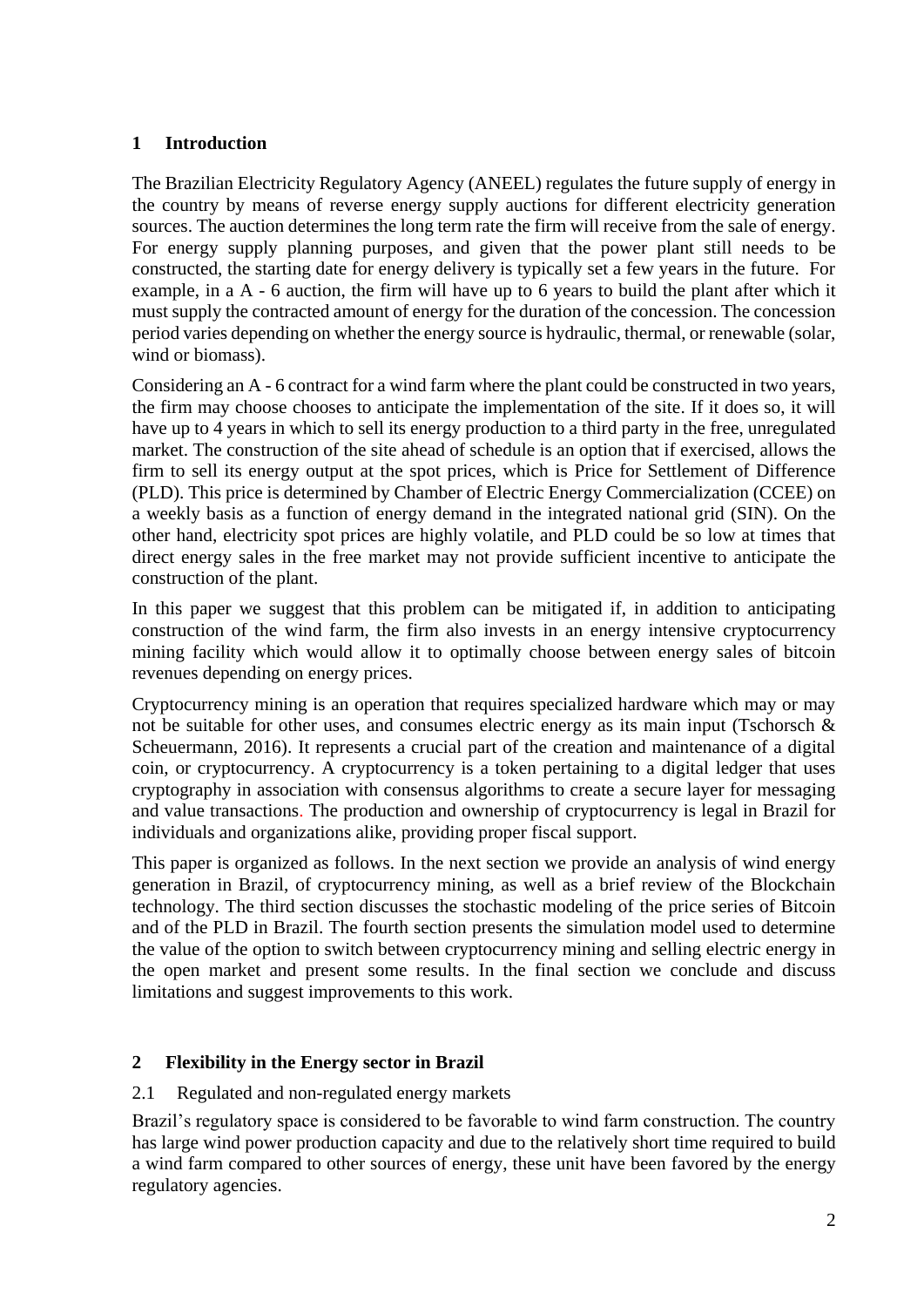## 1 Introduction

The Brazilian Electricity Regulatory Agency (ANEEL) regulates the future supply of energy in the country by means of reverse energy supply auctions for different electricity generation sources. The auction determines the long term rate the firm will receive from the sale of energy. For energy supply planning purposes, and given that the power plant still needs to be constructed, the starting date for energy delivery is typically set a few years in the future. For example, in a A - 6 auction, the firm will have up to 6 years to build the plant after which it must supply the contracted amount of energy for the duration of the concession. The concession period varies depending on whether the energy source is hydraulic, thermal, or renewable (solar, wind or biomass).

Considering an A - 6 contract for a wind farm where the plant could be constructed in two years, the firm may choose chooses to anticipate the implementation of the site. If it does so, it will have up to 4 years in which to sell its energy production to a third party in the free, unregulated market. The construction of the site ahead of schedule is an option that if exercised, allows the firm to sell its energy output at the spot prices, which is Price for Settlement of Difference (PLD). This price is determined by Chamber of Electric Energy Commercialization (CCEE) on a weekly basis as a function of energy demand in the integrated national grid (SIN). On the other hand, electricity spot prices are highly volatile, and PLD could be so low at times that direct energy sales in the free market may not provide sufficient incentive to anticipate the construction of the plant.

In this paper we suggest that this problem can be mitigated if, in addition to anticipating construction of the wind farm, the firm also invests in an energy intensive cryptocurrency mining facility which would allow it to optimally choose between energy sales of bitcoin revenues depending on energy prices.

Cryptocurrency mining is an operation that requires specialized hardware which may or may not be suitable for other uses, and consumes electric energy as its main input (Tschorsch & Scheuermann, 2016). It represents a crucial part of the creation and maintenance of a digital coin, or cryptocurrency. A cryptocurrency is a token pertaining to a digital ledger that uses cryptography in association with consensus algorithms to create a secure layer for messaging and value transactions. The production and ownership of cryptocurrency is legal in Brazil for individuals and organizations alike, providing proper fiscal support.

This paper is organized as follows. In the next section we provide an analysis of wind energy generation in Brazil, of cryptocurrency mining, as well as a brief review of the Blockchain technology. The third section discusses the stochastic modeling of the price series of Bitcoin and of the PLD in Brazil. The fourth section presents the simulation model used to determine the value of the option to switch between cryptocurrency mining and selling electric energy in the open market and present some results. In the final section we conclude and discuss limitations and suggest improvements to this work.

## 2 Flexibility in the Energy sector in Brazil

### 2.1 Regulated and non-regulated energy markets

Brazil's regulatory space is considered to be favorable to wind farm construction. The country has large wind power production capacity and due to the relatively short time required to build a wind farm compared to other sources of energy, these unit have been favored by the energy regulatory agencies.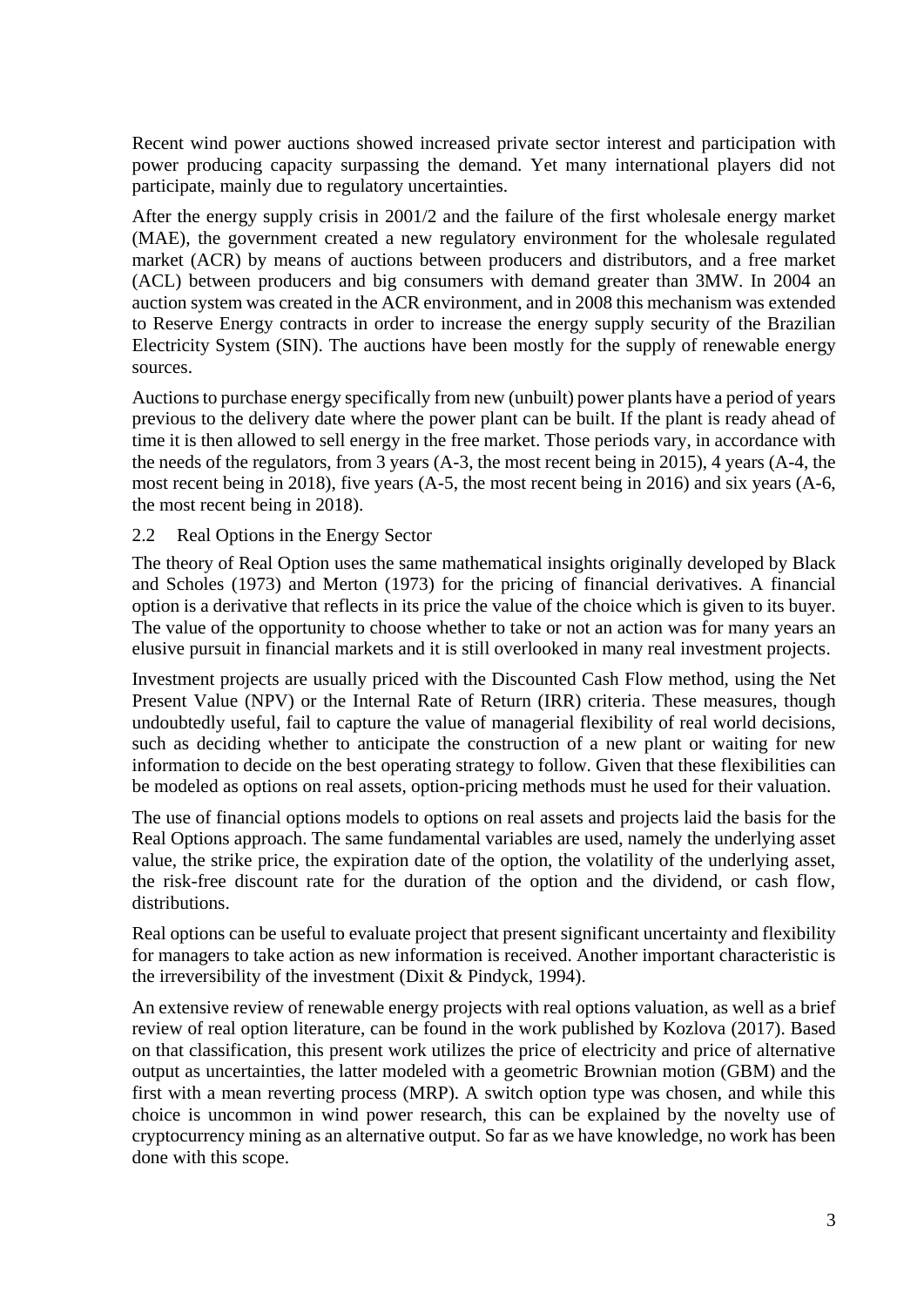Recent wind power auctions showed increased private sector interest and participation with power producing capacity surpassing the demand. Yet many international players did not participate, mainly due to regulatory uncertainties.

After the energy supply crisis in 2001/2 and the failure of the first wholesale energy market (MAE), the government created a new regulatory environment for the wholesale regulated market (ACR) by means of auctions between producers and distributors, and a free market (ACL) between producers and big consumers with demand greater than 3MW. In 2004 an auction system was created in the ACR environment, and in 2008 this mechanism was extended to Reserve Energy contracts in order to increase the energy supply security of the Brazilian Electricity System (SIN). The auctions have been mostly for the supply of renewable energy sources.

Auctions to purchase energy specifically from new (unbuilt) power plants have a period of years previous to the delivery date where the power plant can be built. If the plant is ready ahead of time it is then allowed to sell energy in the free market. Those periods vary, in accordance with the needs of the regulators, from 3 years (A-3, the most recent being in 2015), 4 years (A-4, the most recent being in 2018), five years (A-5, the most recent being in 2016) and six years (A-6, the most recent being in 2018).

## 2.2 Real Options in the Energy Sector

The theory of Real Option uses the same mathematical insights originally developed by Black and Scholes (1973) and Merton (1973) for the pricing of financial derivatives. A financial option is a derivative that reflects in its price the value of the choice which is given to its buyer. The value of the opportunity to choose whether to take or not an action was for many years an elusive pursuit in financial markets and it is still overlooked in many real investment projects.

Investment projects are usually priced with the Discounted Cash Flow method, using the Net Present Value (NPV) or the Internal Rate of Return (IRR) criteria. These measures, though undoubtedly useful, fail to capture the value of managerial flexibility of real world decisions, such as deciding whether to anticipate the construction of a new plant or waiting for new information to decide on the best operating strategy to follow. Given that these flexibilities can be modeled as options on real assets, option-pricing methods must he used for their valuation.

The use of financial options models to options on real assets and projects laid the basis for the Real Options approach. The same fundamental variables are used, namely the underlying asset value, the strike price, the expiration date of the option, the volatility of the underlying asset, the risk-free discount rate for the duration of the option and the dividend, or cash flow, distributions.

Real options can be useful to evaluate project that present significant uncertainty and flexibility for managers to take action as new information is received. Another important characteristic is the irreversibility of the investment (Dixit & Pindyck, 1994).

An extensive review of renewable energy projects with real options valuation, as well as a brief review of real option literature, can be found in the work published by Kozlova (2017). Based on that classification, this present work utilizes the price of electricity and price of alternative output as uncertainties, the latter modeled with a geometric Brownian motion (GBM) and the first with a mean reverting process (MRP). A switch option type was chosen, and while this choice is uncommon in wind power research, this can be explained by the novelty use of cryptocurrency mining as an alternative output. So far as we have knowledge, no work has been done with this scope.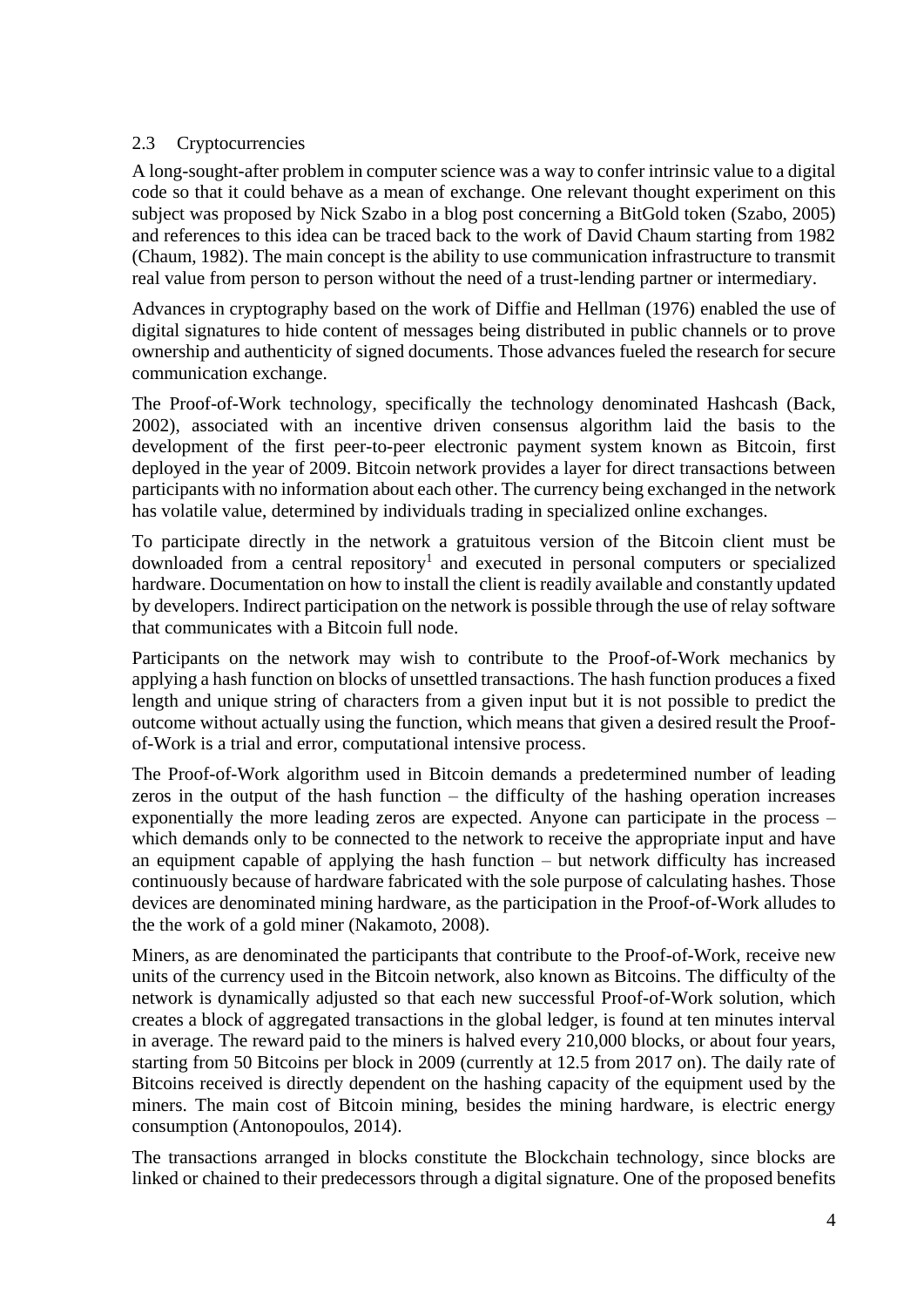### 2.3 Cryptocurrencies

A long-sought-after problem in computer science was a way to confer intrinsic value to a digital code so that it could behave as a mean of exchange. One relevant thought experiment on this subject was proposed by Nick Szabo in a blog post concerning a BitGold token (Szabo, 2005) and references to this idea can be traced back to the work of David Chaum starting from 1982 (Chaum, 1982). The main concept is the ability to use communication infrastructure to transmit real value from person to person without the need of a trust-lending partner or intermediary.

Advances in cryptography based on the work of Diffie and Hellman (1976) enabled the use of digital signatures to hide content of messages being distributed in public channels or to prove ownership and authenticity of signed documents. Those advances fueled the research for secure communication exchange.

The Proof-of-Work technology, specifically the technology denominated Hashcash (Back, 2002), associated with an incentive driven consensus algorithm laid the basis to the development of the first peer-to-peer electronic payment system known as Bitcoin, first deployed in the year of 2009. Bitcoin network provides a layer for direct transactions between participants with no information about each other. The currency being exchanged in the network has volatile value, determined by individuals trading in specialized online exchanges.

To participate directly in the network a gratuitous version of the Bitcoin client must be downloaded from a central repository[1] and executed in personal computers or specialized hardware. Documentation on how to install the client is readily available and constantly updated by developers. Indirect participation on the network is possible through the use of relay software that communicates with a Bitcoin full node.

Participants on the network may wish to contribute to the Proof-of-Work mechanics by applying a hash function on blocks of unsettled transactions. The hash function produces a fixed length and unique string of characters from a given input but it is not possible to predict the outcome without actually using the function, which means that given a desired result the Proof-of-Work is a trial and error, computational intensive process.

The Proof-of-Work algorithm used in Bitcoin demands a predetermined number of leading zeros in the output of the hash function – the difficulty of the hashing operation increases exponentially the more leading zeros are expected. Anyone can participate in the process – which demands only to be connected to the network to receive the appropriate input and have an equipment capable of applying the hash function – but network difficulty has increased continuously because of hardware fabricated with the sole purpose of calculating hashes. Those devices are denominated mining hardware, as the participation in the Proof-of-Work alludes to the the work of a gold miner (Nakamoto, 2008).

Miners, as are denominated the participants that contribute to the Proof-of-Work, receive new units of the currency used in the Bitcoin network, also known as Bitcoins. The difficulty of the network is dynamically adjusted so that each new successful Proof-of-Work solution, which creates a block of aggregated transactions in the global ledger, is found at ten minutes interval in average. The reward paid to the miners is halved every 210,000 blocks, or about four years, starting from 50 Bitcoins per block in 2009 (currently at 12.5 from 2017 on). The daily rate of Bitcoins received is directly dependent on the hashing capacity of the equipment used by the miners. The main cost of Bitcoin mining, besides the mining hardware, is electric energy consumption (Antonopoulos, 2014).

The transactions arranged in blocks constitute the Blockchain technology, since blocks are linked or chained to their predecessors through a digital signature. One of the proposed benefits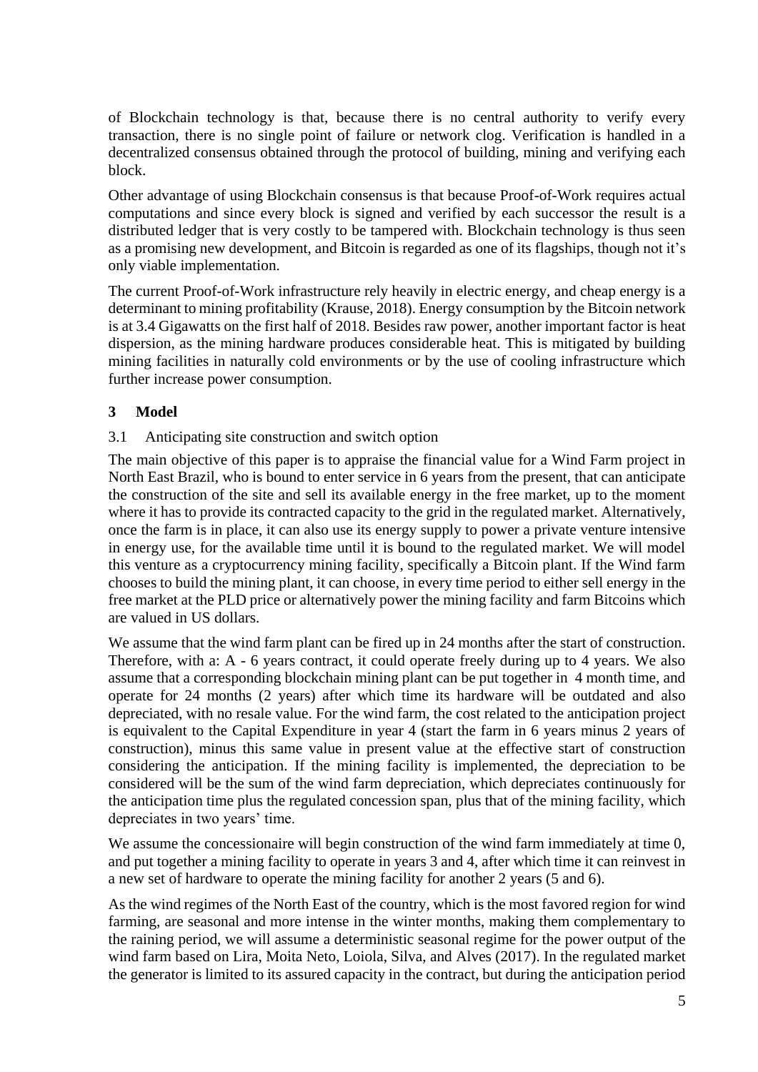of Blockchain technology is that, because there is no central authority to verify every transaction, there is no single point of failure or network clog. Verification is handled in a decentralized consensus obtained through the protocol of building, mining and verifying each block.

Other advantage of using Blockchain consensus is that because Proof-of-Work requires actual computations and since every block is signed and verified by each successor the result is a distributed ledger that is very costly to be tampered with. Blockchain technology is thus seen as a promising new development, and Bitcoin is regarded as one of its flagships, though not it's only viable implementation.

The current Proof-of-Work infrastructure rely heavily in electric energy, and cheap energy is a determinant to mining profitability (Krause, 2018). Energy consumption by the Bitcoin network is at 3.4 Gigawatts on the first half of 2018. Besides raw power, another important factor is heat dispersion, as the mining hardware produces considerable heat. This is mitigated by building mining facilities in naturally cold environments or by the use of cooling infrastructure which further increase power consumption.

## 3 Model

### 3.1 Anticipating site construction and switch option

The main objective of this paper is to appraise the financial value for a Wind Farm project in North East Brazil, who is bound to enter service in 6 years from the present, that can anticipate the construction of the site and sell its available energy in the free market, up to the moment where it has to provide its contracted capacity to the grid in the regulated market. Alternatively, once the farm is in place, it can also use its energy supply to power a private venture intensive in energy use, for the available time until it is bound to the regulated market. We will model this venture as a cryptocurrency mining facility, specifically a Bitcoin plant. If the Wind farm chooses to build the mining plant, it can choose, in every time period to either sell energy in the free market at the PLD price or alternatively power the mining facility and farm Bitcoins which are valued in US dollars.

We assume that the wind farm plant can be fired up in 24 months after the start of construction. Therefore, with a: A - 6 years contract, it could operate freely during up to 4 years. We also assume that a corresponding blockchain mining plant can be put together in 4 month time, and operate for 24 months (2 years) after which time its hardware will be outdated and also depreciated, with no resale value. For the wind farm, the cost related to the anticipation project is equivalent to the Capital Expenditure in year 4 (start the farm in 6 years minus 2 years of construction), minus this same value in present value at the effective start of construction considering the anticipation. If the mining facility is implemented, the depreciation to be considered will be the sum of the wind farm depreciation, which depreciates continuously for the anticipation time plus the regulated concession span, plus that of the mining facility, which depreciates in two years' time.

We assume the concessionaire will begin construction of the wind farm immediately at time 0, and put together a mining facility to operate in years 3 and 4, after which time it can reinvest in a new set of hardware to operate the mining facility for another 2 years (5 and 6).

As the wind regimes of the North East of the country, which is the most favored region for wind farming, are seasonal and more intense in the winter months, making them complementary to the raining period, we will assume a deterministic seasonal regime for the power output of the wind farm based on Lira, Moita Neto, Loiola, Silva, and Alves (2017). In the regulated market the generator is limited to its assured capacity in the contract, but during the anticipation period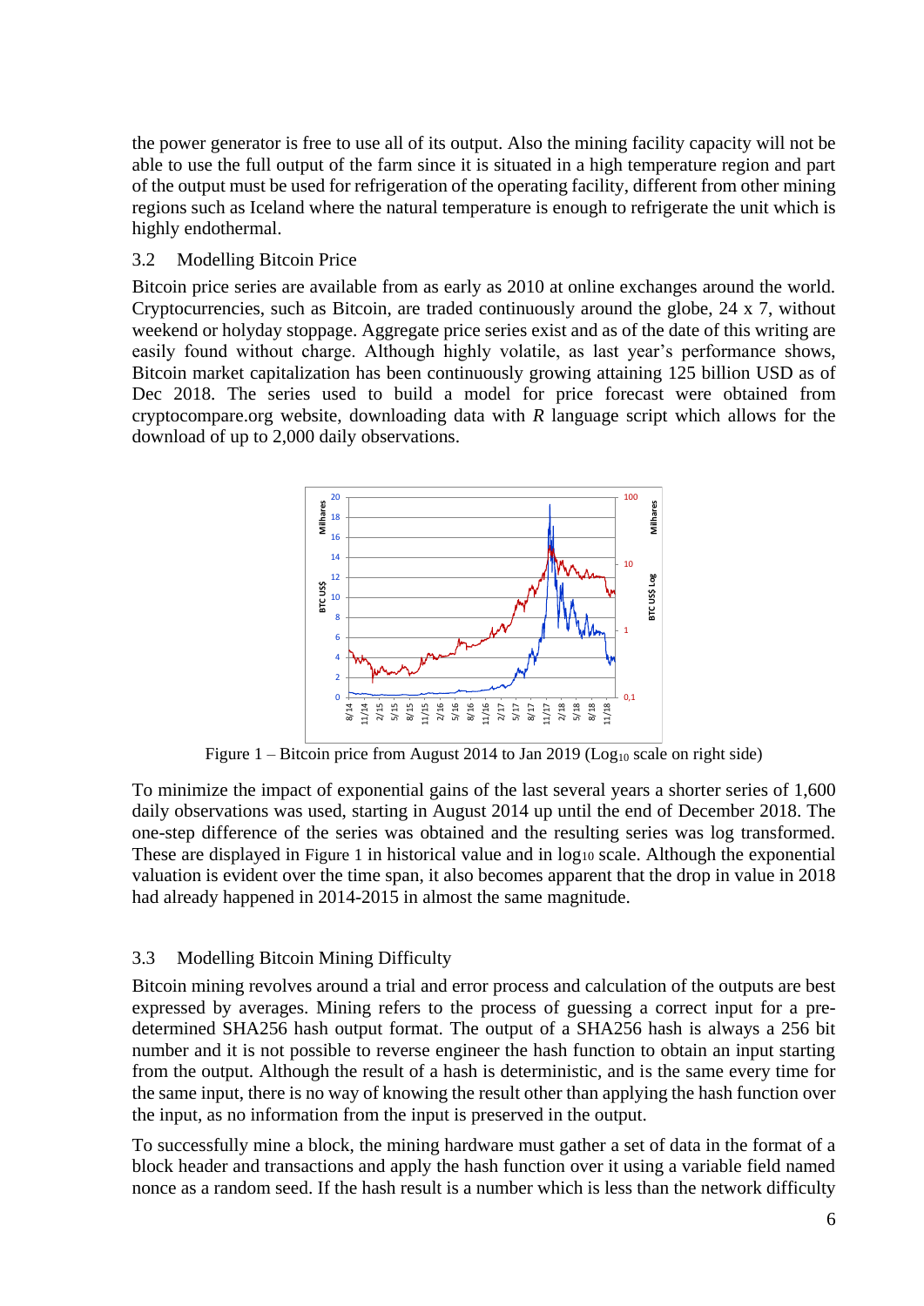the power generator is free to use all of its output. Also the mining facility capacity will not be able to use the full output of the farm since it is situated in a high temperature region and part of the output must be used for refrigeration of the operating facility, different from other mining regions such as Iceland where the natural temperature is enough to refrigerate the unit which is highly endothermal.

### 3.2 Modelling Bitcoin Price

Bitcoin price series are available from as early as 2010 at online exchanges around the world. Cryptocurrencies, such as Bitcoin, are traded continuously around the globe, 24 x 7, without weekend or holyday stoppage. Aggregate price series exist and as of the date of this writing are easily found without charge. Although highly volatile, as last year's performance shows, Bitcoin market capitalization has been continuously growing attaining 125 billion USD as of Dec 2018. The series used to build a model for price forecast were obtained from cryptocompare.org website, downloading data with *R* language script which allows for the download of up to 2,000 daily observations.

Figure 1 – Bitcoin price from August 2014 to Jan 2019 ($Log_{10}$ scale on right side)

To minimize the impact of exponential gains of the last several years a shorter series of 1,600 daily observations was used, starting in August 2014 up until the end of December 2018. The one-step difference of the series was obtained and the resulting series was log transformed. These are displayed in Figure 1 in historical value and in $log_{10}$ scale. Although the exponential valuation is evident over the time span, it also becomes apparent that the drop in value in 2018 had already happened in 2014-2015 in almost the same magnitude.

### 3.3 Modelling Bitcoin Mining Difficulty

Bitcoin mining revolves around a trial and error process and calculation of the outputs are best expressed by averages. Mining refers to the process of guessing a correct input for a pre-determined SHA256 hash output format. The output of a SHA256 hash is always a 256 bit number and it is not possible to reverse engineer the hash function to obtain an input starting from the output. Although the result of a hash is deterministic, and is the same every time for the same input, there is no way of knowing the result other than applying the hash function over the input, as no information from the input is preserved in the output.

To successfully mine a block, the mining hardware must gather a set of data in the format of a block header and transactions and apply the hash function over it using a variable field named nonce as a random seed. If the hash result is a number which is less than the network difficulty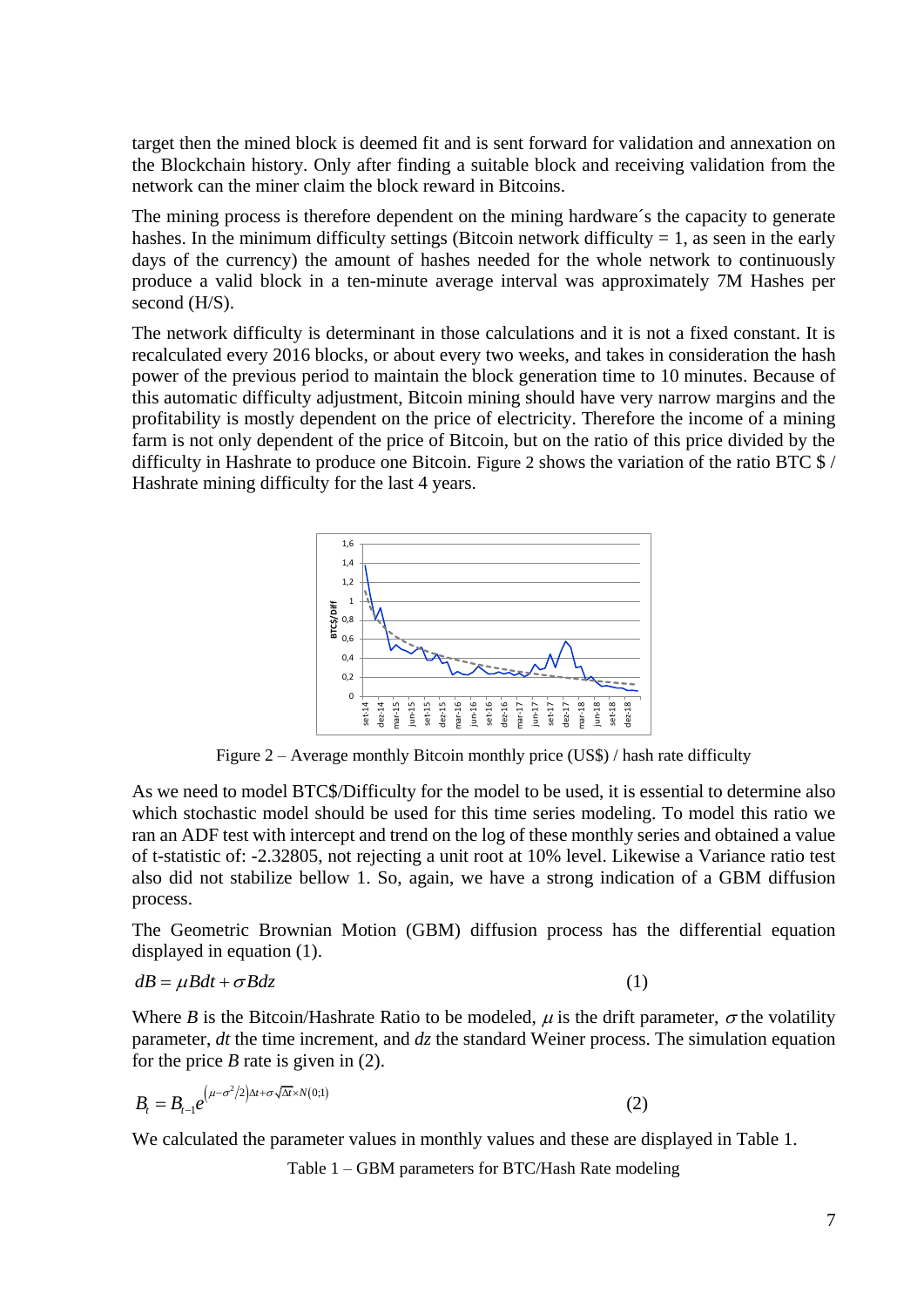target then the mined block is deemed fit and is sent forward for validation and annexation on the Blockchain history. Only after finding a suitable block and receiving validation from the network can the miner claim the block reward in Bitcoins.

The mining process is therefore dependent on the mining hardware´s the capacity to generate hashes. In the minimum difficulty settings (Bitcoin network difficulty = 1, as seen in the early days of the currency) the amount of hashes needed for the whole network to continuously produce a valid block in a ten-minute average interval was approximately 7M Hashes per second (H/S).

The network difficulty is determinant in those calculations and it is not a fixed constant. It is recalculated every 2016 blocks, or about every two weeks, and takes in consideration the hash power of the previous period to maintain the block generation time to 10 minutes. Because of this automatic difficulty adjustment, Bitcoin mining should have very narrow margins and the profitability is mostly dependent on the price of electricity. Therefore the income of a mining farm is not only dependent of the price of Bitcoin, but on the ratio of this price divided by the difficulty in Hashrate to produce one Bitcoin. Figure 2 shows the variation of the ratio BTC $ / Hashrate mining difficulty for the last 4 years.

Figure 2 – Average monthly Bitcoin monthly price (US$) / hash rate difficulty

As we need to model BTC$/Difficulty for the model to be used, it is essential to determine also which stochastic model should be used for this time series modeling. To model this ratio we ran an ADF test with intercept and trend on the log of these monthly series and obtained a value of t-statistic of: -2.32805, not rejecting a unit root at 10% level. Likewise a Variance ratio test also did not stabilize bellow 1. So, again, we have a strong indication of a GBM diffusion process.

The Geometric Brownian Motion (GBM) diffusion process has the differential equation displayed in equation (1).

$$dB = \mu B dt + \sigma B dz \qquad (1)$$

Where $B$ is the Bitcoin/Hashrate Ratio to be modeled, $\mu$ is the drift parameter, $\sigma$ the volatility parameter, $dt$ the time increment, and $dz$ the standard Weiner process. The simulation equation for the price $B$ rate is given in (2).

$$B_t = B_{t-1} e^{\left(\mu - \sigma^2/2\right)\Delta t + \sigma\sqrt{\Delta t} \times N(0;1)} \qquad (2)$$

We calculated the parameter values in monthly values and these are displayed in Table 1.

Table 1 – GBM parameters for BTC/Hash Rate modeling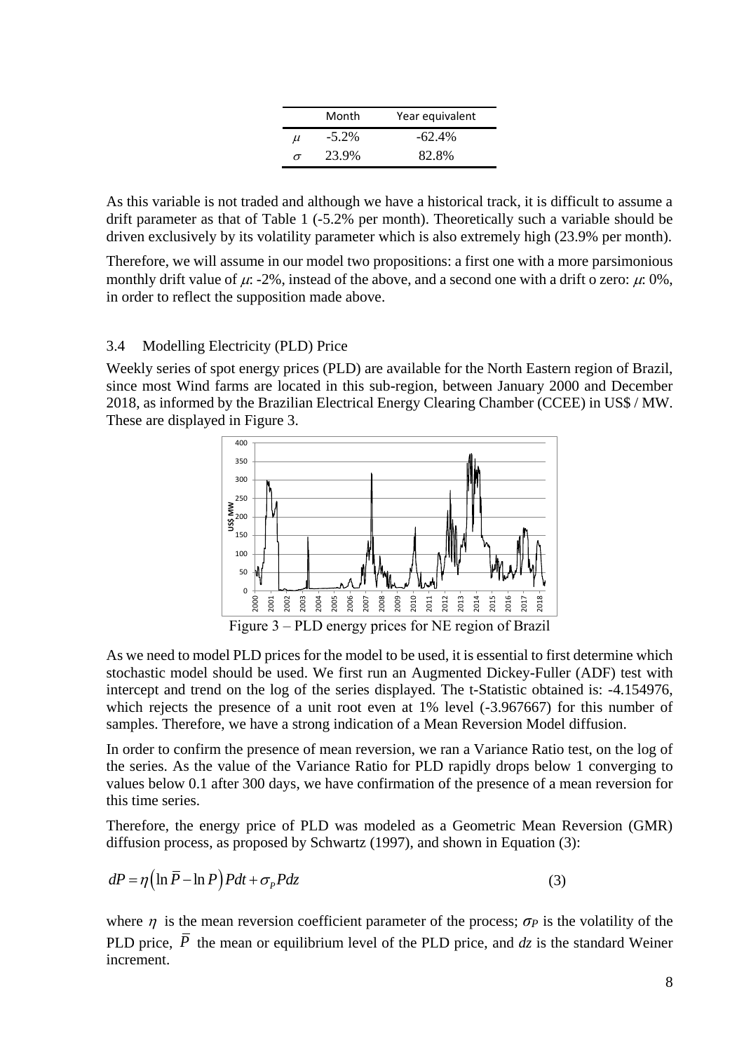|  | Month | Year equivalent |
|---|---|---|
| $\mu$ | -5.2% | -62.4% |
| $\sigma$ | 23.9% | 82.8% |

As this variable is not traded and although we have a historical track, it is difficult to assume a drift parameter as that of Table 1 (-5.2% per month). Theoretically such a variable should be driven exclusively by its volatility parameter which is also extremely high (23.9% per month).

Therefore, we will assume in our model two propositions: a first one with a more parsimonious monthly drift value of $\mu$: -2%, instead of the above, and a second one with a drift o zero: $\mu$: 0%, in order to reflect the supposition made above.

### 3.4 Modelling Electricity (PLD) Price

Weekly series of spot energy prices (PLD) are available for the North Eastern region of Brazil, since most Wind farms are located in this sub-region, between January 2000 and December 2018, as informed by the Brazilian Electrical Energy Clearing Chamber (CCEE) in US$ / MW. These are displayed in Figure 3.

Figure 3 – PLD energy prices for NE region of Brazil

As we need to model PLD prices for the model to be used, it is essential to first determine which stochastic model should be used. We first run an Augmented Dickey-Fuller (ADF) test with intercept and trend on the log of the series displayed. The t-Statistic obtained is: -4.154976, which rejects the presence of a unit root even at 1% level (-3.967667) for this number of samples. Therefore, we have a strong indication of a Mean Reversion Model diffusion.

In order to confirm the presence of mean reversion, we ran a Variance Ratio test, on the log of the series. As the value of the Variance Ratio for PLD rapidly drops below 1 converging to values below 0.1 after 300 days, we have confirmation of the presence of a mean reversion for this time series.

Therefore, the energy price of PLD was modeled as a Geometric Mean Reversion (GMR) diffusion process, as proposed by Schwartz (1997), and shown in Equation (3):

$$dP = \eta\left(\ln \bar{P} - \ln P\right)Pdt + \sigma_P P dz \tag{3}$$

where $\eta$ is the mean reversion coefficient parameter of the process; $\sigma_P$ is the volatility of the PLD price, $\bar{P}$ the mean or equilibrium level of the PLD price, and $dz$ is the standard Weiner increment.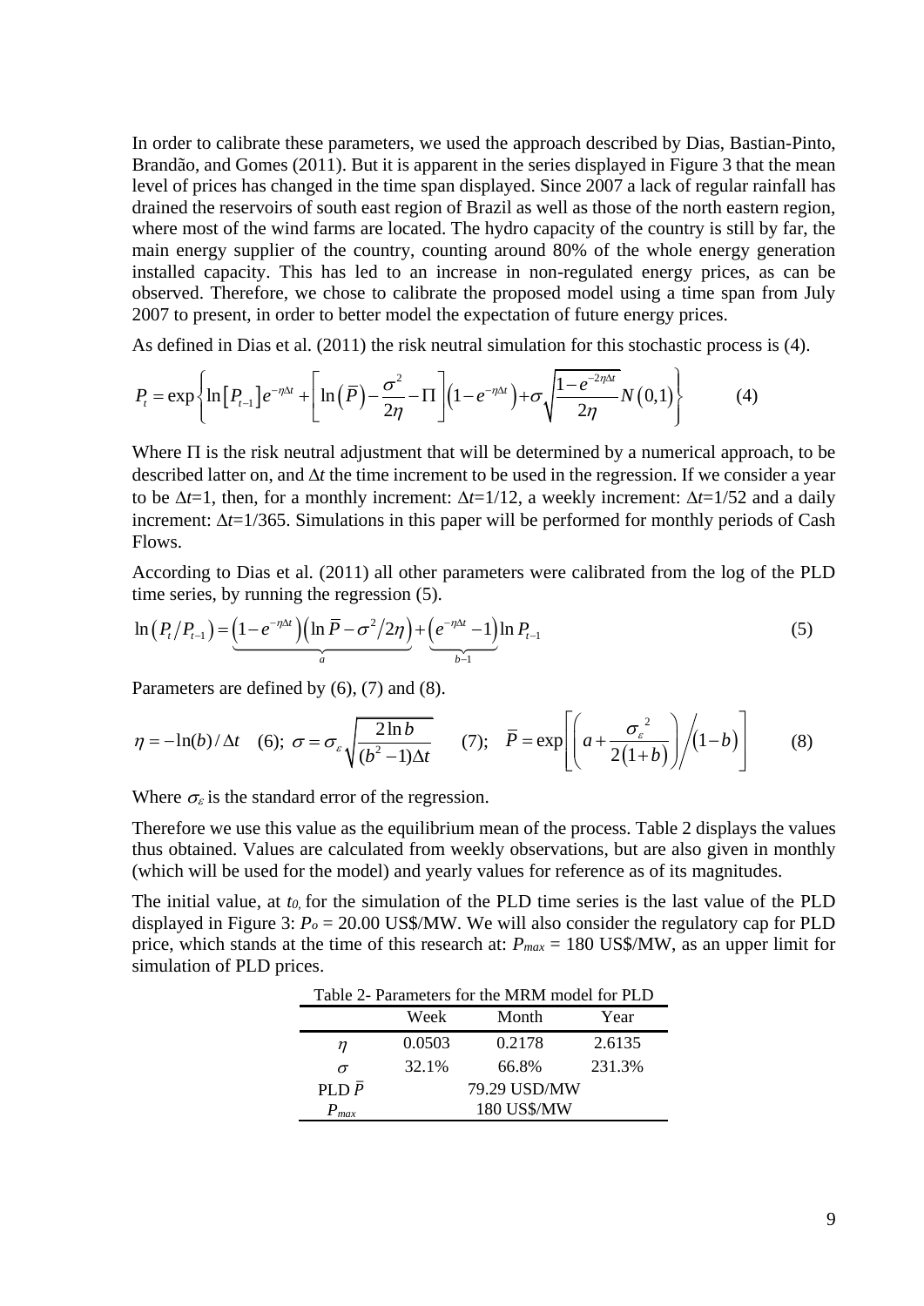In order to calibrate these parameters, we used the approach described by Dias, Bastian-Pinto, Brandão, and Gomes (2011). But it is apparent in the series displayed in Figure 3 that the mean level of prices has changed in the time span displayed. Since 2007 a lack of regular rainfall has drained the reservoirs of south east region of Brazil as well as those of the north eastern region, where most of the wind farms are located. The hydro capacity of the country is still by far, the main energy supplier of the country, counting around 80% of the whole energy generation installed capacity. This has led to an increase in non-regulated energy prices, as can be observed. Therefore, we chose to calibrate the proposed model using a time span from July 2007 to present, in order to better model the expectation of future energy prices.

As defined in Dias et al. (2011) the risk neutral simulation for this stochastic process is (4).

$$P_t = \exp\left\{ \ln\left[P_{t-1}\right] e^{-\eta\Delta t} + \left[ \ln\left(\bar{P}\right) - \frac{\sigma^2}{2\eta} - \Pi \right]\left(1 - e^{-\eta\Delta t}\right) + \sigma\sqrt{\frac{1 - e^{-2\eta\Delta t}}{2\eta}} N\left(0,1\right) \right\} \tag{4}$$

Where $\Pi$ is the risk neutral adjustment that will be determined by a numerical approach, to be described latter on, and $\Delta t$ the time increment to be used in the regression. If we consider a year to be $\Delta t=1$, then, for a monthly increment: $\Delta t=1/12$, a weekly increment: $\Delta t=1/52$ and a daily increment: $\Delta t=1/365$. Simulations in this paper will be performed for monthly periods of Cash Flows.

According to Dias et al. (2011) all other parameters were calibrated from the log of the PLD time series, by running the regression (5).

$$\ln\left(P_t/P_{t-1}\right) = \underbrace{\left(1 - e^{-\eta\Delta t}\right)\left(\ln \bar{P} - \sigma^2/2\eta\right)}_{a} + \underbrace{\left(e^{-\eta\Delta t} - 1\right)}_{b-1} \ln P_{t-1} \tag{5}$$

Parameters are defined by (6), (7) and (8).

$$\eta = -\ln(b)/\Delta t \quad (6); \quad \sigma = \sigma_\varepsilon \sqrt{\frac{2\ln b}{(b^2-1)\Delta t}} \quad (7); \quad \bar{P} = \exp\left[ \left( a + \frac{\sigma_\varepsilon^{\,2}}{2(1+b)} \right) \Big/ (1-b) \right] \quad (8)$$

Where $\sigma_\varepsilon$ is the standard error of the regression.

Therefore we use this value as the equilibrium mean of the process. Table 2 displays the values thus obtained. Values are calculated from weekly observations, but are also given in monthly (which will be used for the model) and yearly values for reference as of its magnitudes.

The initial value, at $t_0$, for the simulation of the PLD time series is the last value of the PLD displayed in Figure 3: $P_o$ = 20.00 US$/MW. We will also consider the regulatory cap for PLD price, which stands at the time of this research at: $P_{max}$ = 180 US$/MW, as an upper limit for simulation of PLD prices.

Table 2- Parameters for the MRM model for PLD

| | Week | Month | Year |
|---|---|---|---|
| $\eta$ | 0.0503 | 0.2178 | 2.6135 |
| $\sigma$ | 32.1% | 66.8% | 231.3% |
| PLD $\bar{P}$ | | 79.29 USD/MW | |
| $P_{max}$ | | 180 US$/MW | |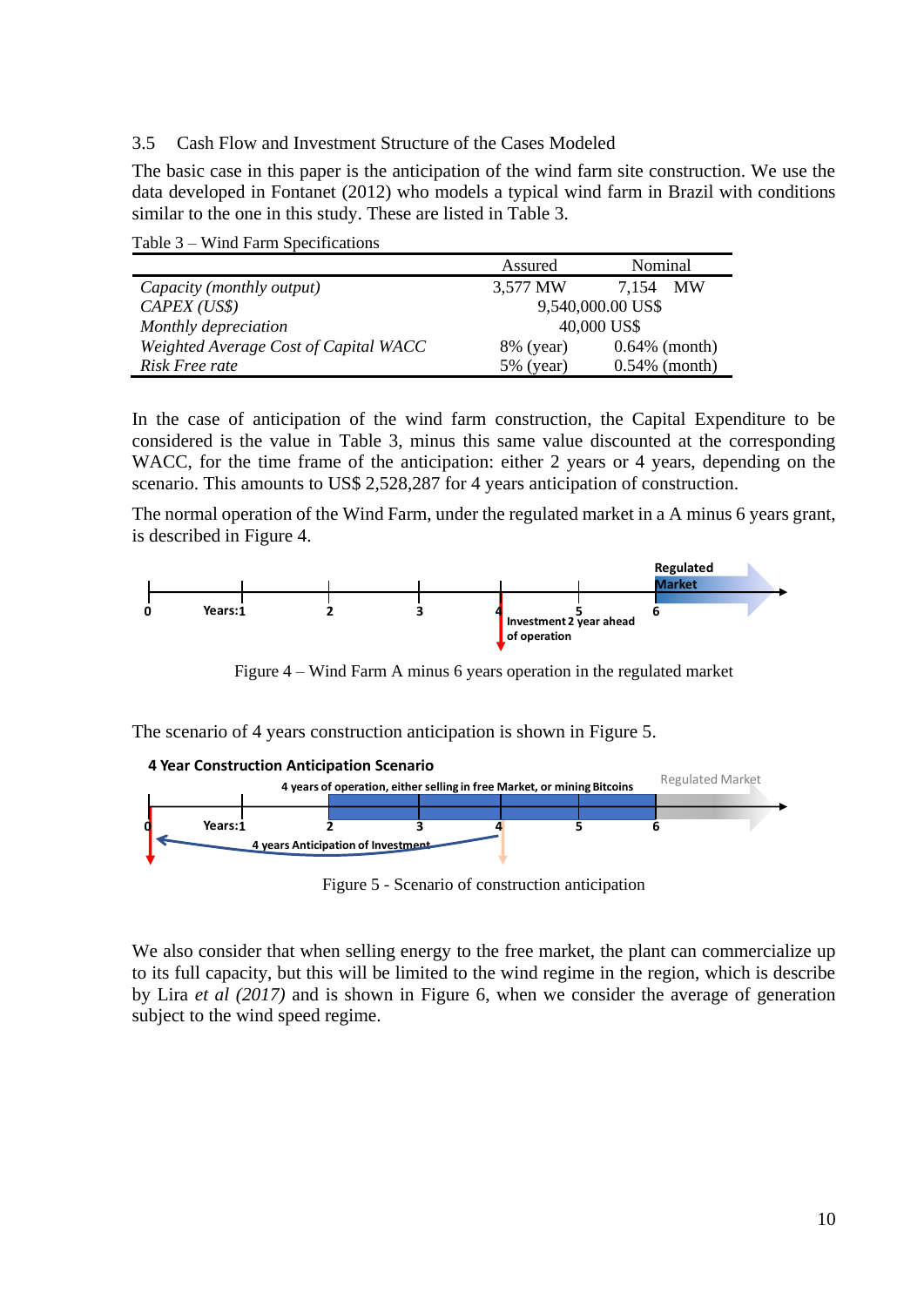### 3.5 Cash Flow and Investment Structure of the Cases Modeled

The basic case in this paper is the anticipation of the wind farm site construction. We use the data developed in Fontanet (2012) who models a typical wind farm in Brazil with conditions similar to the one in this study. These are listed in Table 3.

Table 3 – Wind Farm Specifications

| | Assured | Nominal |
|---|---|---|
| *Capacity (monthly output)* | 3,577 MW | 7,154 MW |
| *CAPEX (US$)* | 9,540,000.00 US$ | |
| *Monthly depreciation* | 40,000 US$ | |
| *Weighted Average Cost of Capital WACC* | 8% (year) | 0.64% (month) |
| *Risk Free rate* | 5% (year) | 0.54% (month) |

In the case of anticipation of the wind farm construction, the Capital Expenditure to be considered is the value in Table 3, minus this same value discounted at the corresponding WACC, for the time frame of the anticipation: either 2 years or 4 years, depending on the scenario. This amounts to US$ 2,528,287 for 4 years anticipation of construction.

The normal operation of the Wind Farm, under the regulated market in a A minus 6 years grant, is described in Figure 4.

Figure 4 – Wind Farm A minus 6 years operation in the regulated market

The scenario of 4 years construction anticipation is shown in Figure 5.

Figure 5 - Scenario of construction anticipation

We also consider that when selling energy to the free market, the plant can commercialize up to its full capacity, but this will be limited to the wind regime in the region, which is describe by Lira *et al (2017)* and is shown in Figure 6, when we consider the average of generation subject to the wind speed regime.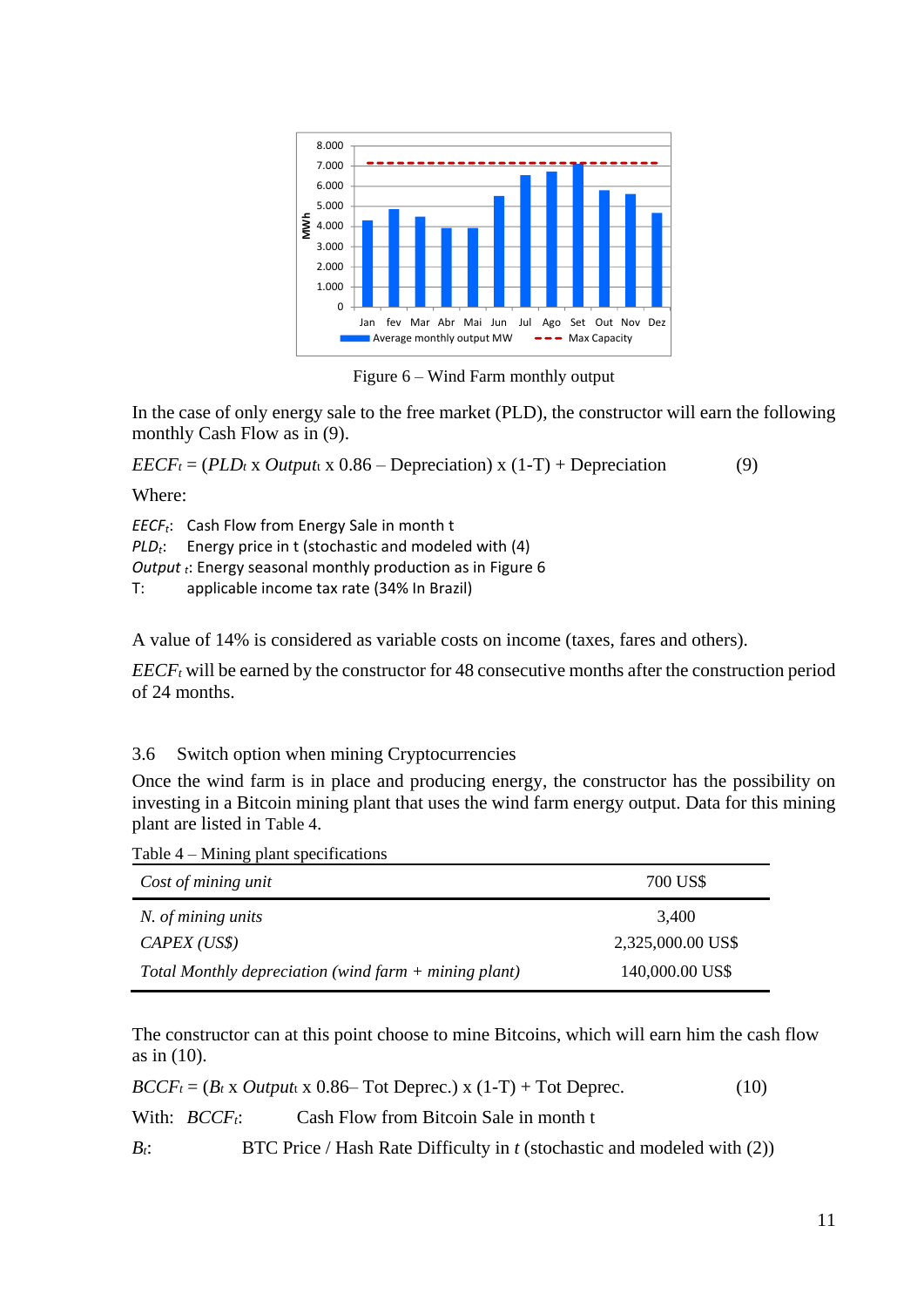Figure 6 – Wind Farm monthly output

In the case of only energy sale to the free market (PLD), the constructor will earn the following monthly Cash Flow as in (9).

$$EECF_t = (PLD_t \times Output_t \times 0.86 - \text{Depreciation}) \times (1-T) + \text{Depreciation} \quad (9)$$

Where:

$EECF_t$: Cash Flow from Energy Sale in month t
$PLD_t$: Energy price in t (stochastic and modeled with (4)
$Output_t$: Energy seasonal monthly production as in Figure 6
T: applicable income tax rate (34% In Brazil)

A value of 14% is considered as variable costs on income (taxes, fares and others).

$EECF_t$ will be earned by the constructor for 48 consecutive months after the construction period of 24 months.

### 3.6 Switch option when mining Cryptocurrencies

Once the wind farm is in place and producing energy, the constructor has the possibility on investing in a Bitcoin mining plant that uses the wind farm energy output. Data for this mining plant are listed in Table 4.

Table 4 – Mining plant specifications

| *Cost of mining unit* | 700 US$ |
|---|---|
| *N. of mining units* | 3,400 |
| *CAPEX (US$)* | 2,325,000.00 US$ |
| *Total Monthly depreciation (wind farm + mining plant)* | 140,000.00 US$ |

The constructor can at this point choose to mine Bitcoins, which will earn him the cash flow as in (10).

$$BCCF_t = (B_t \times Output_t \times 0.86 - \text{Tot Deprec.}) \times (1-T) + \text{Tot Deprec.} \quad (10)$$

With: $BCCF_t$: Cash Flow from Bitcoin Sale in month t

$B_t$: BTC Price / Hash Rate Difficulty in *t* (stochastic and modeled with (2))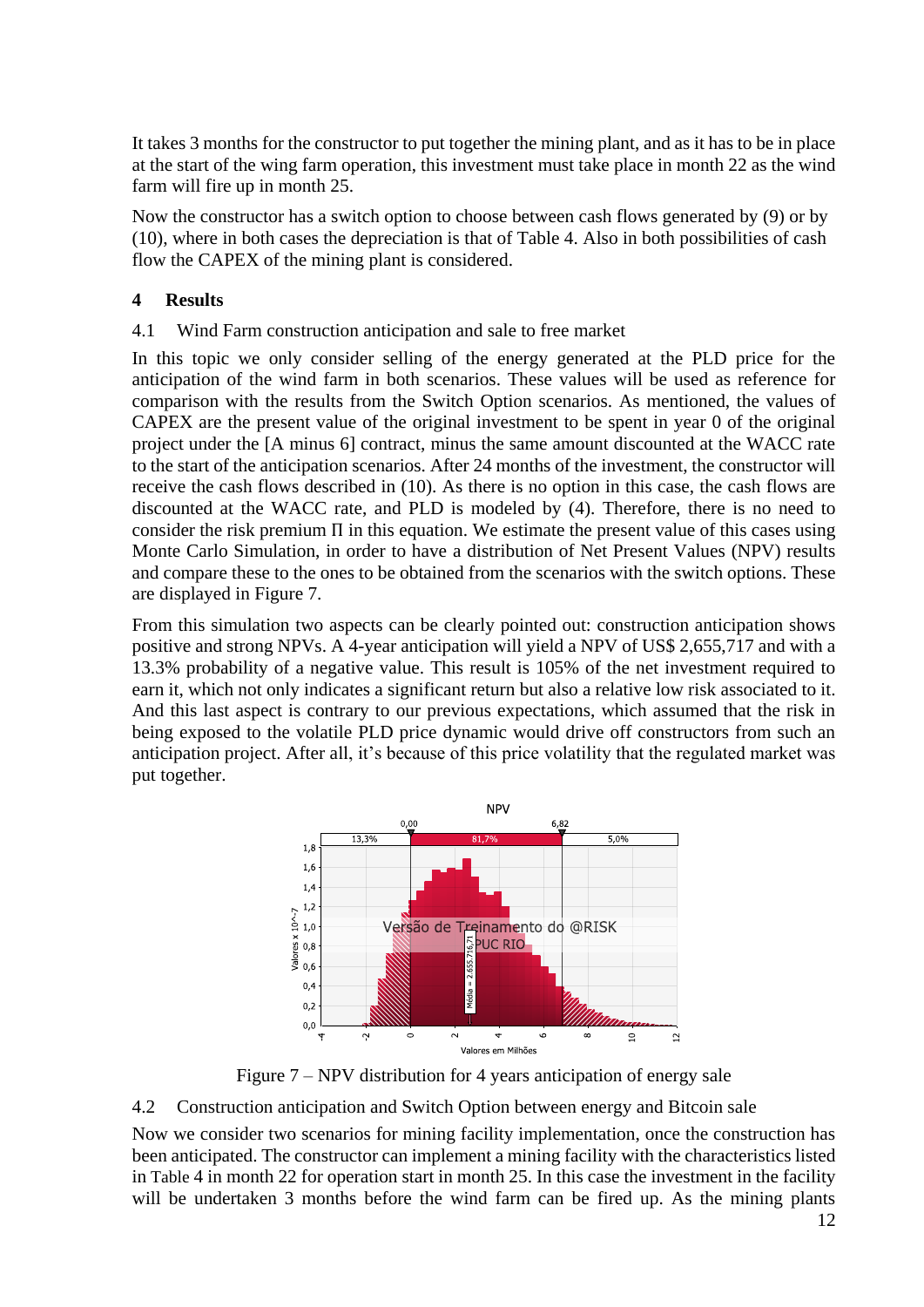It takes 3 months for the constructor to put together the mining plant, and as it has to be in place at the start of the wing farm operation, this investment must take place in month 22 as the wind farm will fire up in month 25.

Now the constructor has a switch option to choose between cash flows generated by (9) or by (10), where in both cases the depreciation is that of Table 4. Also in both possibilities of cash flow the CAPEX of the mining plant is considered.

## 4 Results

### 4.1 Wind Farm construction anticipation and sale to free market

In this topic we only consider selling of the energy generated at the PLD price for the anticipation of the wind farm in both scenarios. These values will be used as reference for comparison with the results from the Switch Option scenarios. As mentioned, the values of CAPEX are the present value of the original investment to be spent in year 0 of the original project under the [A minus 6] contract, minus the same amount discounted at the WACC rate to the start of the anticipation scenarios. After 24 months of the investment, the constructor will receive the cash flows described in (10). As there is no option in this case, the cash flows are discounted at the WACC rate, and PLD is modeled by (4). Therefore, there is no need to consider the risk premium $\Pi$ in this equation. We estimate the present value of this cases using Monte Carlo Simulation, in order to have a distribution of Net Present Values (NPV) results and compare these to the ones to be obtained from the scenarios with the switch options. These are displayed in Figure 7.

From this simulation two aspects can be clearly pointed out: construction anticipation shows positive and strong NPVs. A 4-year anticipation will yield a NPV of US$ 2,655,717 and with a 13.3% probability of a negative value. This result is 105% of the net investment required to earn it, which not only indicates a significant return but also a relative low risk associated to it. And this last aspect is contrary to our previous expectations, which assumed that the risk in being exposed to the volatile PLD price dynamic would drive off constructors from such an anticipation project. After all, it's because of this price volatility that the regulated market was put together.

Figure 7 – NPV distribution for 4 years anticipation of energy sale

### 4.2 Construction anticipation and Switch Option between energy and Bitcoin sale

Now we consider two scenarios for mining facility implementation, once the construction has been anticipated. The constructor can implement a mining facility with the characteristics listed in Table 4 in month 22 for operation start in month 25. In this case the investment in the facility will be undertaken 3 months before the wind farm can be fired up. As the mining plants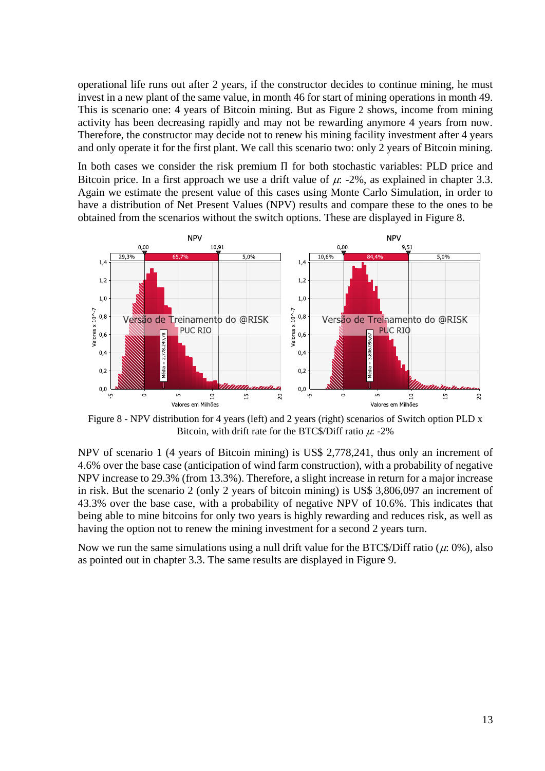operational life runs out after 2 years, if the constructor decides to continue mining, he must invest in a new plant of the same value, in month 46 for start of mining operations in month 49. This is scenario one: 4 years of Bitcoin mining. But as Figure 2 shows, income from mining activity has been decreasing rapidly and may not be rewarding anymore 4 years from now. Therefore, the constructor may decide not to renew his mining facility investment after 4 years and only operate it for the first plant. We call this scenario two: only 2 years of Bitcoin mining.

In both cases we consider the risk premium Π for both stochastic variables: PLD price and Bitcoin price. In a first approach we use a drift value of $\mu$: -2%, as explained in chapter 3.3. Again we estimate the present value of this cases using Monte Carlo Simulation, in order to have a distribution of Net Present Values (NPV) results and compare these to the ones to be obtained from the scenarios without the switch options. These are displayed in Figure 8.

Figure 8 - NPV distribution for 4 years (left) and 2 years (right) scenarios of Switch option PLD x Bitcoin, with drift rate for the BTC$/Diff ratio $\mu$: -2%

NPV of scenario 1 (4 years of Bitcoin mining) is US$ 2,778,241, thus only an increment of 4.6% over the base case (anticipation of wind farm construction), with a probability of negative NPV increase to 29.3% (from 13.3%). Therefore, a slight increase in return for a major increase in risk. But the scenario 2 (only 2 years of bitcoin mining) is US$ 3,806,097 an increment of 43.3% over the base case, with a probability of negative NPV of 10.6%. This indicates that being able to mine bitcoins for only two years is highly rewarding and reduces risk, as well as having the option not to renew the mining investment for a second 2 years turn.

Now we run the same simulations using a null drift value for the BTC$/Diff ratio ($\mu$: 0%), also as pointed out in chapter 3.3. The same results are displayed in Figure 9.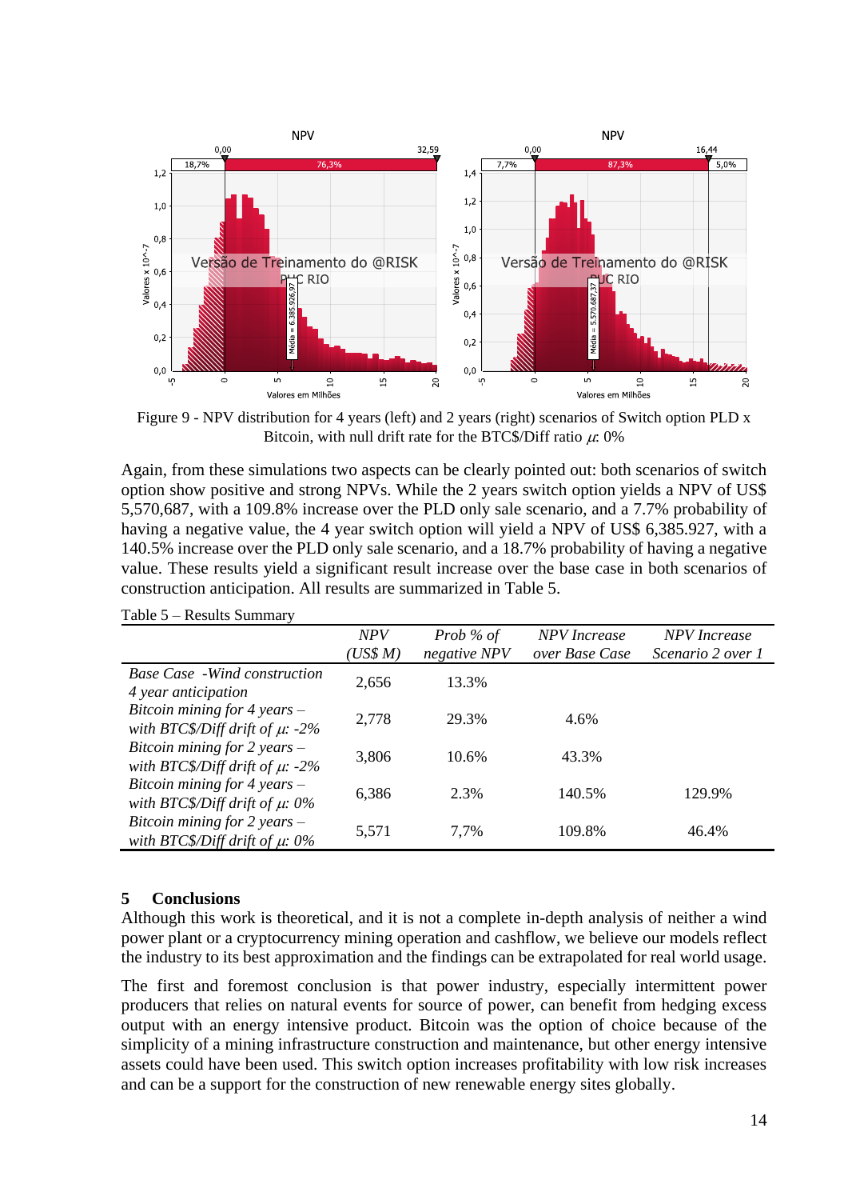Figure 9 - NPV distribution for 4 years (left) and 2 years (right) scenarios of Switch option PLD x Bitcoin, with null drift rate for the BTC$/Diff ratio $\mu$: 0%

Again, from these simulations two aspects can be clearly pointed out: both scenarios of switch option show positive and strong NPVs. While the 2 years switch option yields a NPV of US$ 5,570,687, with a 109.8% increase over the PLD only sale scenario, and a 7.7% probability of having a negative value, the 4 year switch option will yield a NPV of US$ 6,385.927, with a 140.5% increase over the PLD only sale scenario, and a 18.7% probability of having a negative value. These results yield a significant result increase over the base case in both scenarios of construction anticipation. All results are summarized in Table 5.

Table 5 – Results Summary

| | *NPV (US$ M)* | *Prob % of negative NPV* | *NPV Increase over Base Case* | *NPV Increase Scenario 2 over 1* |
|---|---|---|---|---|
| *Base Case -Wind construction 4 year anticipation* | 2,656 | 13.3% | | |
| *Bitcoin mining for 4 years – with BTC$/Diff drift of $\mu$: -2%* | 2,778 | 29.3% | 4.6% | |
| *Bitcoin mining for 2 years – with BTC$/Diff drift of $\mu$: -2%* | 3,806 | 10.6% | 43.3% | |
| *Bitcoin mining for 4 years – with BTC$/Diff drift of $\mu$: 0%* | 6,386 | 2.3% | 140.5% | 129.9% |
| *Bitcoin mining for 2 years – with BTC$/Diff drift of $\mu$: 0%* | 5,571 | 7,7% | 109.8% | 46.4% |

## 5 Conclusions

Although this work is theoretical, and it is not a complete in-depth analysis of neither a wind power plant or a cryptocurrency mining operation and cashflow, we believe our models reflect the industry to its best approximation and the findings can be extrapolated for real world usage.

The first and foremost conclusion is that power industry, especially intermittent power producers that relies on natural events for source of power, can benefit from hedging excess output with an energy intensive product. Bitcoin was the option of choice because of the simplicity of a mining infrastructure construction and maintenance, but other energy intensive assets could have been used. This switch option increases profitability with low risk increases and can be a support for the construction of new renewable energy sites globally.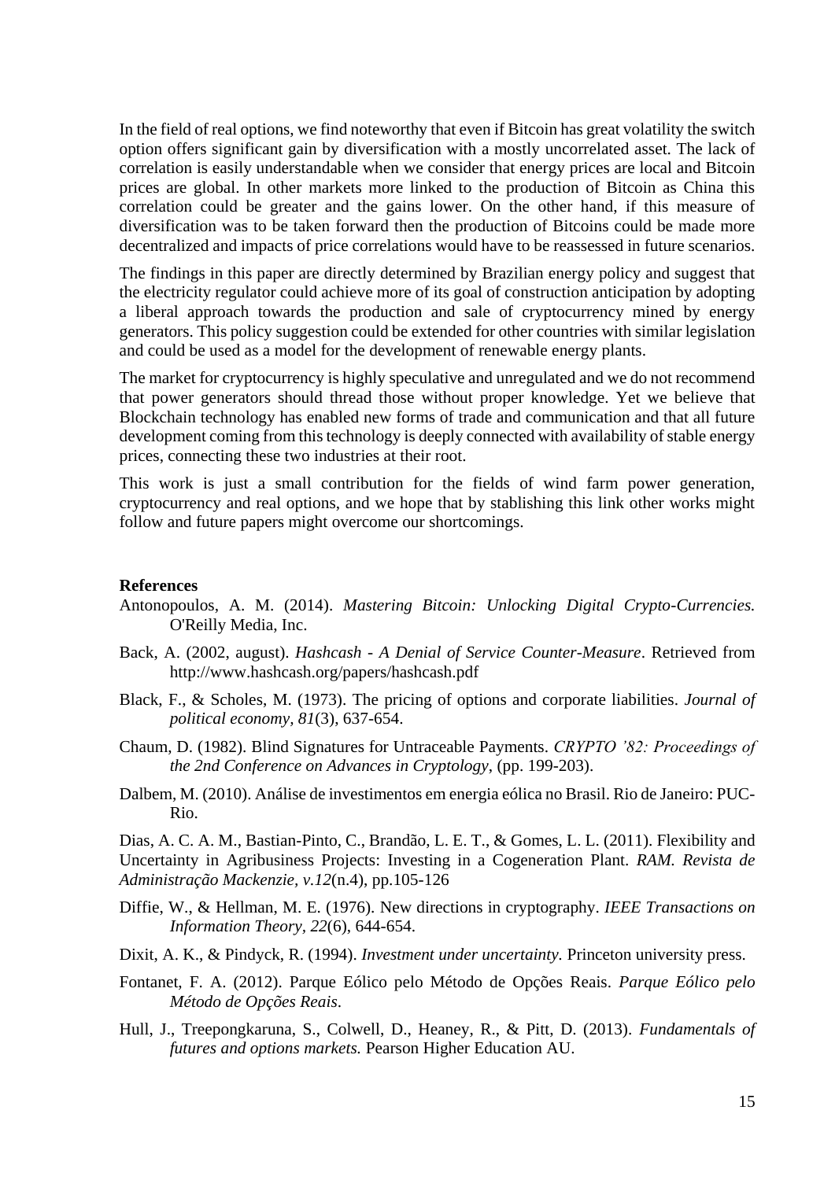In the field of real options, we find noteworthy that even if Bitcoin has great volatility the switch option offers significant gain by diversification with a mostly uncorrelated asset. The lack of correlation is easily understandable when we consider that energy prices are local and Bitcoin prices are global. In other markets more linked to the production of Bitcoin as China this correlation could be greater and the gains lower. On the other hand, if this measure of diversification was to be taken forward then the production of Bitcoins could be made more decentralized and impacts of price correlations would have to be reassessed in future scenarios.

The findings in this paper are directly determined by Brazilian energy policy and suggest that the electricity regulator could achieve more of its goal of construction anticipation by adopting a liberal approach towards the production and sale of cryptocurrency mined by energy generators. This policy suggestion could be extended for other countries with similar legislation and could be used as a model for the development of renewable energy plants.

The market for cryptocurrency is highly speculative and unregulated and we do not recommend that power generators should thread those without proper knowledge. Yet we believe that Blockchain technology has enabled new forms of trade and communication and that all future development coming from this technology is deeply connected with availability of stable energy prices, connecting these two industries at their root.

This work is just a small contribution for the fields of wind farm power generation, cryptocurrency and real options, and we hope that by stablishing this link other works might follow and future papers might overcome our shortcomings.

**References**

Antonopoulos, A. M. (2014). *Mastering Bitcoin: Unlocking Digital Crypto-Currencies.* O'Reilly Media, Inc.

Back, A. (2002, august). *Hashcash - A Denial of Service Counter-Measure*. Retrieved from http://www.hashcash.org/papers/hashcash.pdf

Black, F., & Scholes, M. (1973). The pricing of options and corporate liabilities. *Journal of political economy, 81*(3), 637-654.

Chaum, D. (1982). Blind Signatures for Untraceable Payments. *CRYPTO '82: Proceedings of the 2nd Conference on Advances in Cryptology*, (pp. 199-203).

Dalbem, M. (2010). Análise de investimentos em energia eólica no Brasil. Rio de Janeiro: PUC-Rio.

Dias, A. C. A. M., Bastian-Pinto, C., Brandão, L. E. T., & Gomes, L. L. (2011). Flexibility and Uncertainty in Agribusiness Projects: Investing in a Cogeneration Plant. *RAM. Revista de Administração Mackenzie, v.12*(n.4), pp.105-126

Diffie, W., & Hellman, M. E. (1976). New directions in cryptography. *IEEE Transactions on Information Theory, 22*(6), 644-654.

Dixit, A. K., & Pindyck, R. (1994). *Investment under uncertainty.* Princeton university press.

Fontanet, F. A. (2012). Parque Eólico pelo Método de Opções Reais. *Parque Eólico pelo Método de Opções Reais*.

Hull, J., Treepongkaruna, S., Colwell, D., Heaney, R., & Pitt, D. (2013). *Fundamentals of futures and options markets.* Pearson Higher Education AU.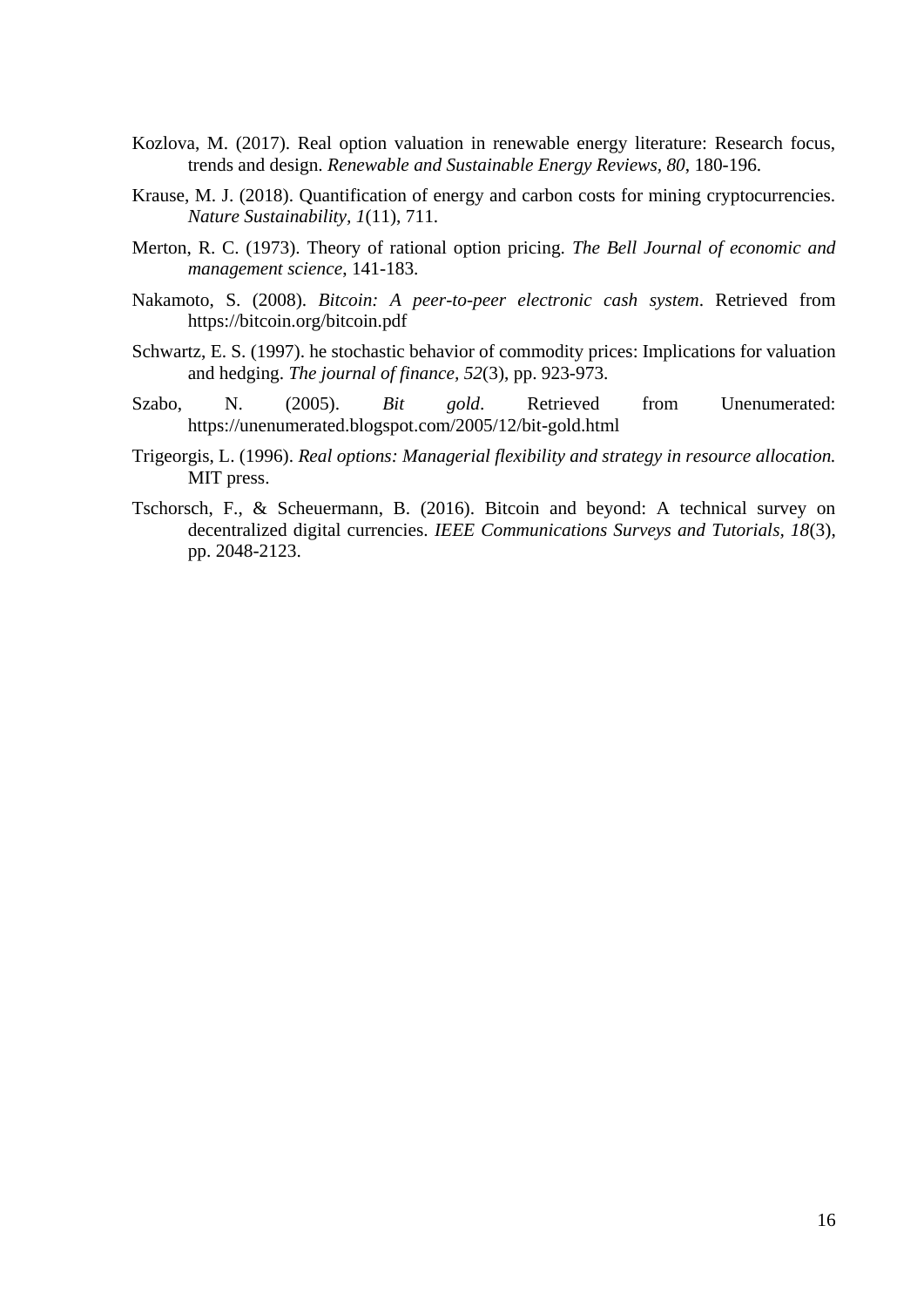Kozlova, M. (2017). Real option valuation in renewable energy literature: Research focus, trends and design. *Renewable and Sustainable Energy Reviews, 80*, 180-196.

Krause, M. J. (2018). Quantification of energy and carbon costs for mining cryptocurrencies. *Nature Sustainability, 1*(11), 711.

Merton, R. C. (1973). Theory of rational option pricing. *The Bell Journal of economic and management science*, 141-183.

Nakamoto, S. (2008). *Bitcoin: A peer-to-peer electronic cash system*. Retrieved from https://bitcoin.org/bitcoin.pdf

Schwartz, E. S. (1997). he stochastic behavior of commodity prices: Implications for valuation and hedging. *The journal of finance, 52*(3), pp. 923-973.

Szabo, N. (2005). *Bit gold*. Retrieved from Unenumerated: https://unenumerated.blogspot.com/2005/12/bit-gold.html

Trigeorgis, L. (1996). *Real options: Managerial flexibility and strategy in resource allocation.* MIT press.

Tschorsch, F., & Scheuermann, B. (2016). Bitcoin and beyond: A technical survey on decentralized digital currencies. *IEEE Communications Surveys and Tutorials, 18*(3), pp. 2048-2123.